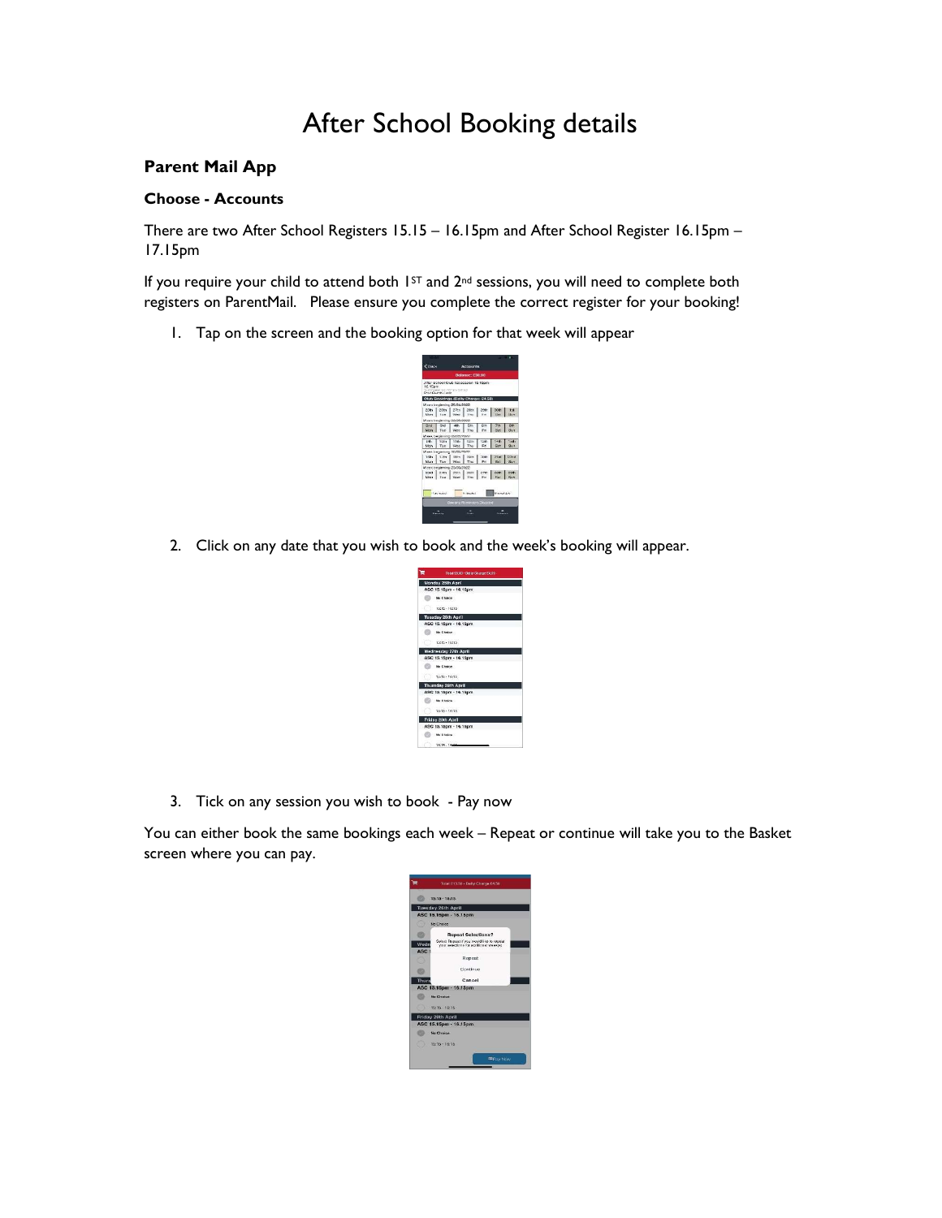# After School Booking details

**Parent Mail App**

**Choose - Accounts**

There are two After School Registers 15.15 – 16.15pm and After School Register 16.15pm – 17.15pm

If you require your child to attend both 1ST and 2nd sessions, you will need to complete both registers on ParentMail. Please ensure you complete the correct register for your booking!

1. Tap on the screen and the booking option for that week will appear

2. Click on any date that you wish to book and the week's booking will appear.

3. Tick on any session you wish to book - Pay now

You can either book the same bookings each week – Repeat or continue will take you to the Basket screen where you can pay.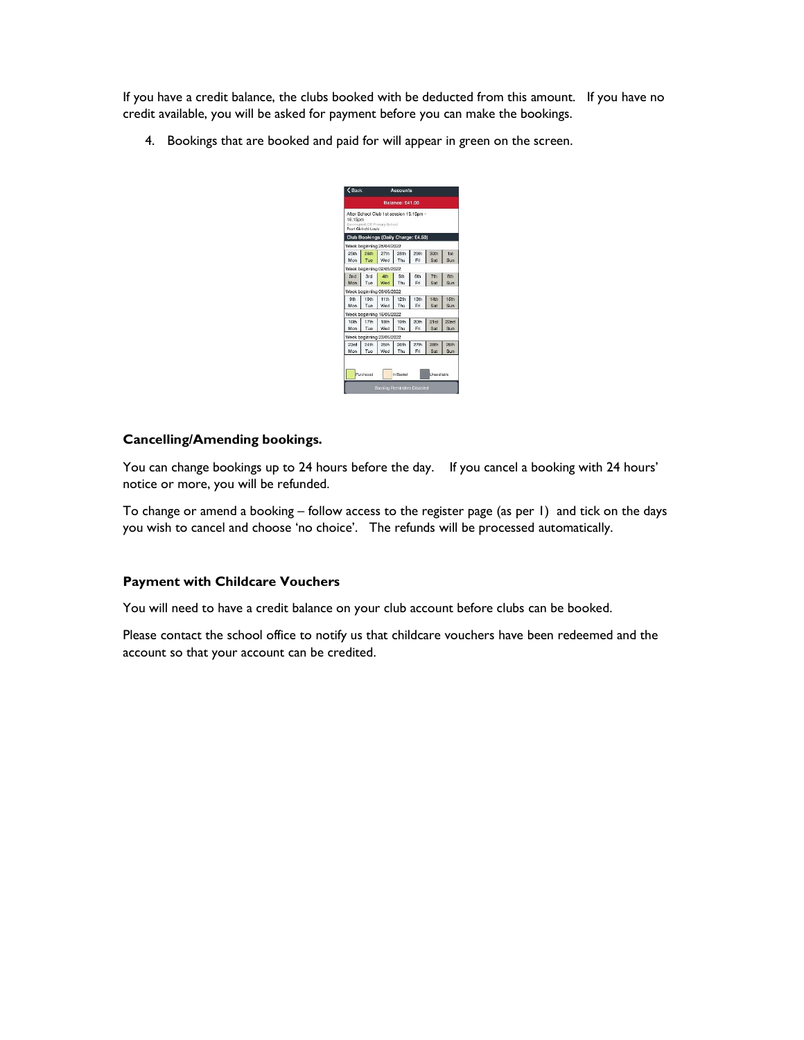If you have a credit balance, the clubs booked with be deducted from this amount. If you have no credit available, you will be asked for payment before you can make the bookings.

4. Bookings that are booked and paid for will appear in green on the screen.

**Cancelling/Amending bookings.**

You can change bookings up to 24 hours before the day. If you cancel a booking with 24 hours' notice or more, you will be refunded.

To change or amend a booking – follow access to the register page (as per 1) and tick on the days you wish to cancel and choose 'no choice'. The refunds will be processed automatically.

**Payment with Childcare Vouchers**

You will need to have a credit balance on your club account before clubs can be booked.

Please contact the school office to notify us that childcare vouchers have been redeemed and the account so that your account can be credited.